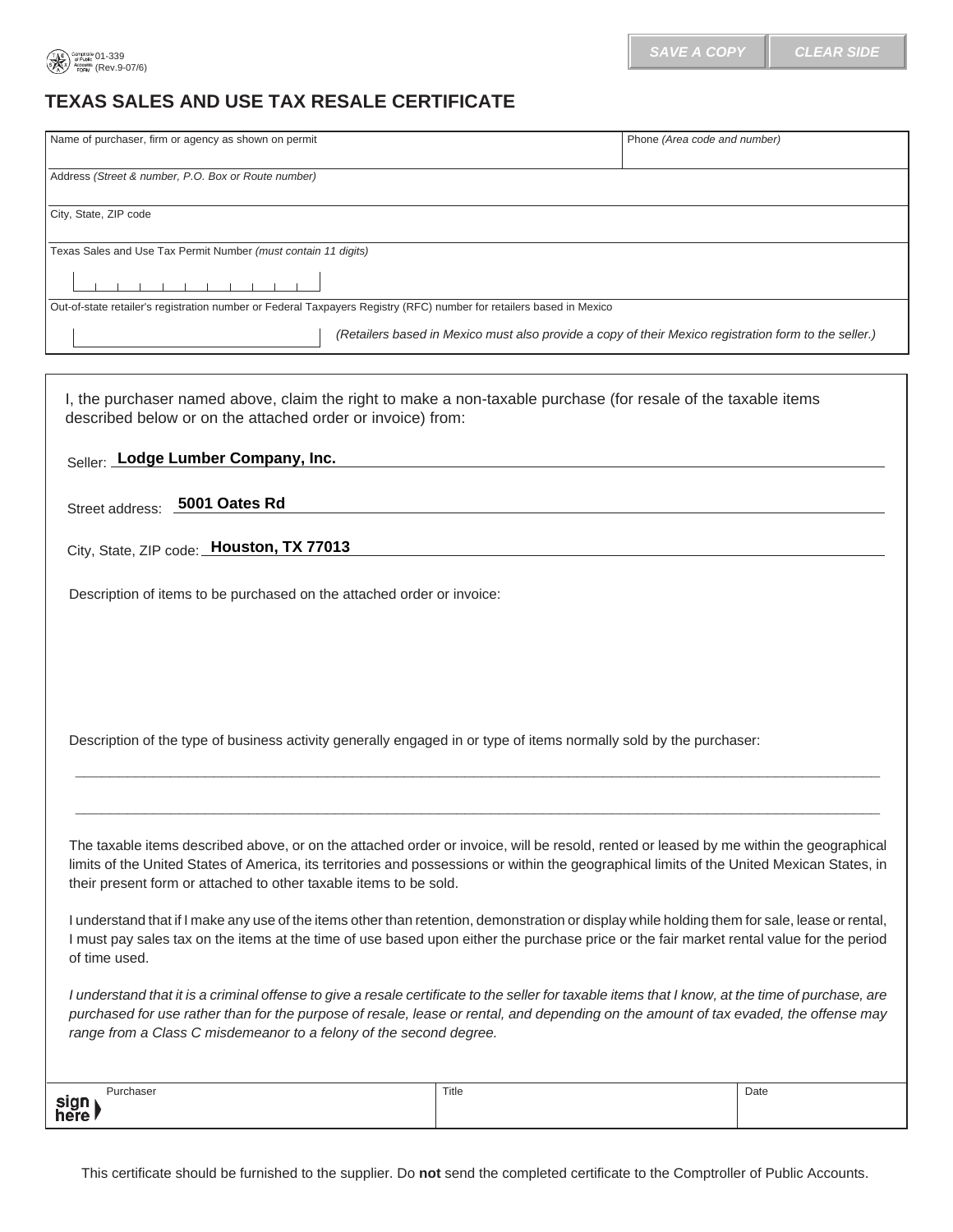01-339
(Rev.9-07/6)

SAVE A COPY | CLEAR SIDE

# TEXAS SALES AND USE TAX RESALE CERTIFICATE

| | |
|---|---|
| Name of purchaser, firm or agency as shown on permit | Phone *(Area code and number)* |
| Address *(Street & number, P.O. Box or Route number)* | |
| City, State, ZIP code | |
| Texas Sales and Use Tax Permit Number *(must contain 11 digits)* | |
| Out-of-state retailer's registration number or Federal Taxpayers Registry (RFC) number for retailers based in Mexico *(Retailers based in Mexico must also provide a copy of their Mexico registration form to the seller.)* | |

I, the purchaser named above, claim the right to make a non-taxable purchase (for resale of the taxable items described below or on the attached order or invoice) from:

Seller: **Lodge Lumber Company, Inc.**

Street address: **5001 Oates Rd**

City, State, ZIP code: **Houston, TX 77013**

Description of items to be purchased on the attached order or invoice:

Description of the type of business activity generally engaged in or type of items normally sold by the purchaser:

The taxable items described above, or on the attached order or invoice, will be resold, rented or leased by me within the geographical limits of the United States of America, its territories and possessions or within the geographical limits of the United Mexican States, in their present form or attached to other taxable items to be sold.

I understand that if I make any use of the items other than retention, demonstration or display while holding them for sale, lease or rental, I must pay sales tax on the items at the time of use based upon either the purchase price or the fair market rental value for the period of time used.

*I understand that it is a criminal offense to give a resale certificate to the seller for taxable items that I know, at the time of purchase, are purchased for use rather than for the purpose of resale, lease or rental, and depending on the amount of tax evaded, the offense may range from a Class C misdemeanor to a felony of the second degree.*

| sign here Purchaser | Title | Date |
|---|---|---|
| | | |

This certificate should be furnished to the supplier. Do **not** send the completed certificate to the Comptroller of Public Accounts.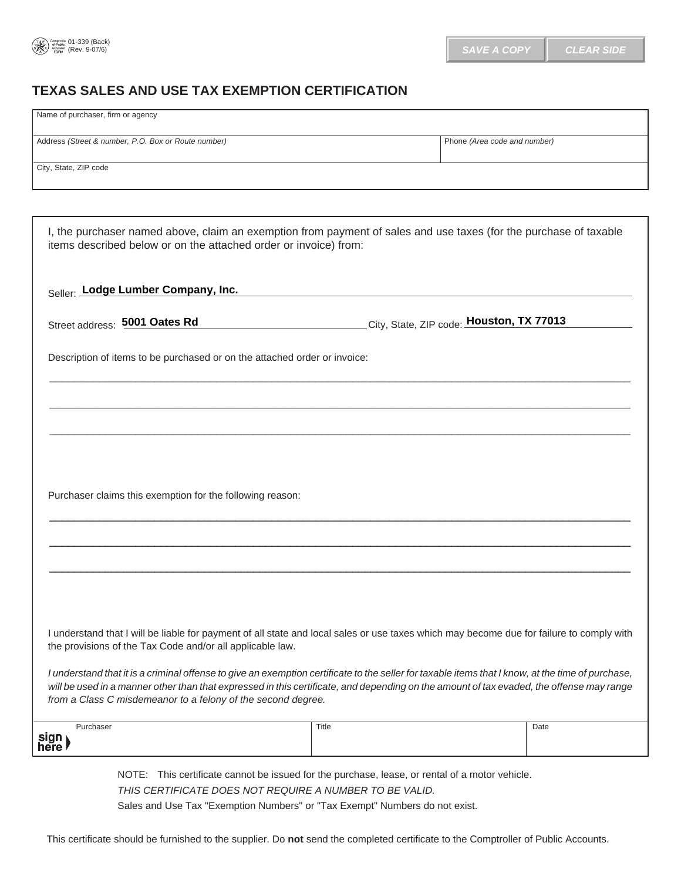01-339 (Back)
(Rev. 9-07/6)

# TEXAS SALES AND USE TAX EXEMPTION CERTIFICATION

| | |
|---|---|
| Name of purchaser, firm or agency | |
| Address *(Street & number, P.O. Box or Route number)* | Phone *(Area code and number)* |
| City, State, ZIP code | |

I, the purchaser named above, claim an exemption from payment of sales and use taxes (for the purchase of taxable items described below or on the attached order or invoice) from:

Seller: **Lodge Lumber Company, Inc.**

Street address: **5001 Oates Rd** City, State, ZIP code: **Houston, TX 77013**

Description of items to be purchased or on the attached order or invoice:

Purchaser claims this exemption for the following reason:

I understand that I will be liable for payment of all state and local sales or use taxes which may become due for failure to comply with the provisions of the Tax Code and/or all applicable law.

*I understand that it is a criminal offense to give an exemption certificate to the seller for taxable items that I know, at the time of purchase, will be used in a manner other than that expressed in this certificate, and depending on the amount of tax evaded, the offense may range from a Class C misdemeanor to a felony of the second degree.*

| Purchaser | Title | Date |
|---|---|---|
| sign here | | |

NOTE: This certificate cannot be issued for the purchase, lease, or rental of a motor vehicle.

*THIS CERTIFICATE DOES NOT REQUIRE A NUMBER TO BE VALID.*

Sales and Use Tax "Exemption Numbers" or "Tax Exempt" Numbers do not exist.

This certificate should be furnished to the supplier. Do **not** send the completed certificate to the Comptroller of Public Accounts.